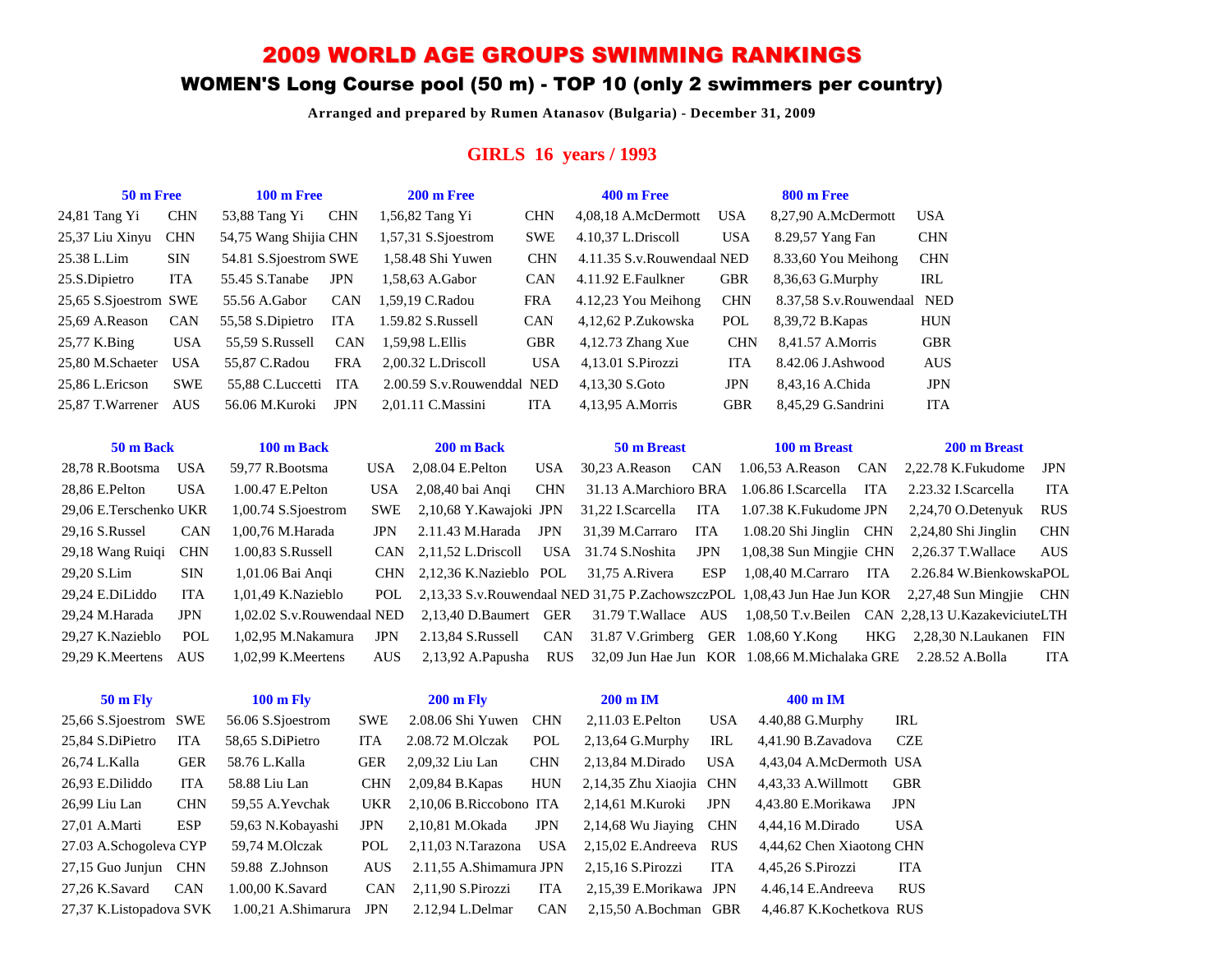# 2009 WORLD AGE GROUPS SWIMMING RANKINGS

## WOMEN'S Long Course pool (50 m) - TOP 10 (only 2 swimmers per country)

**Arranged and prepared by Rumen Atanasov (Bulgaria) - December 31, 2009**

### GIRLS 16 years / 1993

| 50 m Free | | 100 m Free | | 200 m Free | | 400 m Free | | 800 m Free | |
|---|---|---|---|---|---|---|---|---|---|
| 24,81 Tang Yi | CHN | 53,88 Tang Yi | CHN | 1,56,82 Tang Yi | CHN | 4,08,18 A.McDermott | USA | 8,27,90 A.McDermott | USA |
| 25,37 Liu Xinyu | CHN | 54,75 Wang Shijia | CHN | 1,57,31 S.Sjoestrom | SWE | 4.10,37 L.Driscoll | USA | 8.29,57 Yang Fan | CHN |
| 25.38 L.Lim | SIN | 54.81 S.Sjoestrom | SWE | 1,58.48 Shi Yuwen | CHN | 4.11.35 S.v.Rouwendaal | NED | 8.33,60 You Meihong | CHN |
| 25.S.Dipietro | ITA | 55.45 S.Tanabe | JPN | 1,58,63 A.Gabor | CAN | 4.11.92 E.Faulkner | GBR | 8,36,63 G.Murphy | IRL |
| 25,65 S.Sjoestrom | SWE | 55.56 A.Gabor | CAN | 1,59,19 C.Radou | FRA | 4.12,23 You Meihong | CHN | 8.37,58 S.v.Rouwendaal | NED |
| 25,69 A.Reason | CAN | 55,58 S.Dipietro | ITA | 1.59.82 S.Russell | CAN | 4,12,62 P.Zukowska | POL | 8,39,72 B.Kapas | HUN |
| 25,77 K.Bing | USA | 55,59 S.Russell | CAN | 1,59,98 L.Ellis | GBR | 4,12.73 Zhang Xue | CHN | 8,41.57 A.Morris | GBR |
| 25,80 M.Schaeter | USA | 55,87 C.Radou | FRA | 2,00.32 L.Driscoll | USA | 4,13.01 S.Pirozzi | ITA | 8.42.06 J.Ashwood | AUS |
| 25,86 L.Ericson | SWE | 55,88 C.Luccetti | ITA | 2.00.59 S.v.Rouwenddal | NED | 4,13,30 S.Goto | JPN | 8,43,16 A.Chida | JPN |
| 25,87 T.Warrener | AUS | 56.06 M.Kuroki | JPN | 2,01.11 C.Massini | ITA | 4,13,95 A.Morris | GBR | 8,45,29 G.Sandrini | ITA |

| 50 m Back | | 100 m Back | | 200 m Back | | 50 m Breast | | 100 m Breast | | 200 m Breast | |
|---|---|---|---|---|---|---|---|---|---|---|---|
| 28,78 R.Bootsma | USA | 59,77 R.Bootsma | USA | 2,08.04 E.Pelton | USA | 30,23 A.Reason | CAN | 1.06,53 A.Reason | CAN | 2,22.78 K.Fukudome | JPN |
| 28,86 E.Pelton | USA | 1.00.47 E.Pelton | USA | 2,08,40 bai Anqi | CHN | 31.13 A.Marchioro | BRA | 1.06.86 I.Scarcella | ITA | 2.23.32 I.Scarcella | ITA |
| 29,06 E.Terschenko | UKR | 1,00.74 S.Sjoestrom | SWE | 2,10,68 Y.Kawajoki | JPN | 31,22 I.Scarcella | ITA | 1.07.38 K.Fukudome | JPN | 2,24,70 O.Detenyuk | RUS |
| 29,16 S.Russel | CAN | 1,00,76 M.Harada | JPN | 2.11.43 M.Harada | JPN | 31,39 M.Carraro | ITA | 1.08.20 Shi Jinglin | CHN | 2,24,80 Shi Jinglin | CHN |
| 29,18 Wang Ruiqi | CHN | 1.00,83 S.Russell | CAN | 2,11,52 L.Driscoll | USA | 31.74 S.Noshita | JPN | 1,08,38 Sun Mingjie | CHN | 2,26.37 T.Wallace | AUS |
| 29,20 S.Lim | SIN | 1,01.06 Bai Anqi | CHN | 2,12,36 K.Nazieblo | POL | 31,75 A.Rivera | ESP | 1,08,40 M.Carraro | ITA | 2.26.84 W.Bienkowska | POL |
| 29,24 E.DiLiddo | ITA | 1,01,49 K.Nazieblo | POL | 2,13,33 S.v.Rouwendaal | NED | 31,75 P.Zachowszcz | POL | 1,08,43 Jun Hae Jun | KOR | 2,27,48 Sun Mingjie | CHN |
| 29,24 M.Harada | JPN | 1,02.02 S.v.Rouwendaal | NED | 2,13,40 D.Baumert | GER | 31.79 T.Wallace | AUS | 1,08,50 T.v.Beilen | CAN | 2,28,13 U.Kazakeviciute | LTH |
| 29,27 K.Nazieblo | POL | 1,02,95 M.Nakamura | JPN | 2.13.84 S.Russell | CAN | 31.87 V.Grimberg | GER | 1.08.60 Y.Kong | HKG | 2,28,30 N.Laukanen | FIN |
| 29,29 K.Meertens | AUS | 1,02,99 K.Meertens | AUS | 2,13,92 A.Papusha | RUS | 32,09 Jun Hae Jun | KOR | 1.08.66 M.Michalaka | GRE | 2.28.52 A.Bolla | ITA |

| 50 m Fly | | 100 m Fly | | 200 m Fly | | 200 m IM | | 400 m IM | |
|---|---|---|---|---|---|---|---|---|---|
| 25,66 S.Sjoestrom | SWE | 56.06 S.Sjoestrom | SWE | 2.08.06 Shi Yuwen | CHN | 2,11.03 E.Pelton | USA | 4.40,88 G.Murphy | IRL |
| 25,84 S.DiPietro | ITA | 58,65 S.DiPietro | ITA | 2.08.72 M.Olczak | POL | 2,13,64 G.Murphy | IRL | 4,41.90 B.Zavadova | CZE |
| 26,74 L.Kalla | GER | 58.76 L.Kalla | GER | 2,09,32 Liu Lan | CHN | 2,13,84 M.Dirado | USA | 4,43,04 A.McDermoth | USA |
| 26,93 E.Diliddo | ITA | 58.88 Liu Lan | CHN | 2,09,84 B.Kapas | HUN | 2,14,35 Zhu Xiaojia | CHN | 4,43,33 A.Willmott | GBR |
| 26,99 Liu Lan | CHN | 59,55 A.Yevchak | UKR | 2,10,06 B.Riccobono | ITA | 2,14,61 M.Kuroki | JPN | 4,43.80 E.Morikawa | JPN |
| 27,01 A.Marti | ESP | 59,63 N.Kobayashi | JPN | 2,10,81 M.Okada | JPN | 2,14,68 Wu Jiaying | CHN | 4,44,16 M.Dirado | USA |
| 27.03 A.Schogoleva | CYP | 59,74 M.Olczak | POL | 2,11,03 N.Tarazona | USA | 2,15,02 E.Andreeva | RUS | 4,44,62 Chen Xiaotong | CHN |
| 27,15 Guo Junjun | CHN | 59.88 Z.Johnson | AUS | 2.11,55 A.Shimamura | JPN | 2,15,16 S.Pirozzi | ITA | 4,45,26 S.Pirozzi | ITA |
| 27,26 K.Savard | CAN | 1.00,00 K.Savard | CAN | 2,11,90 S.Pirozzi | ITA | 2,15,39 E.Morikawa | JPN | 4.46,14 E.Andreeva | RUS |
| 27,37 K.Listopadova | SVK | 1.00,21 A.Shimarura | JPN | 2.12,94 L.Delmar | CAN | 2,15,50 A.Bochman | GBR | 4,46.87 K.Kochetkova | RUS |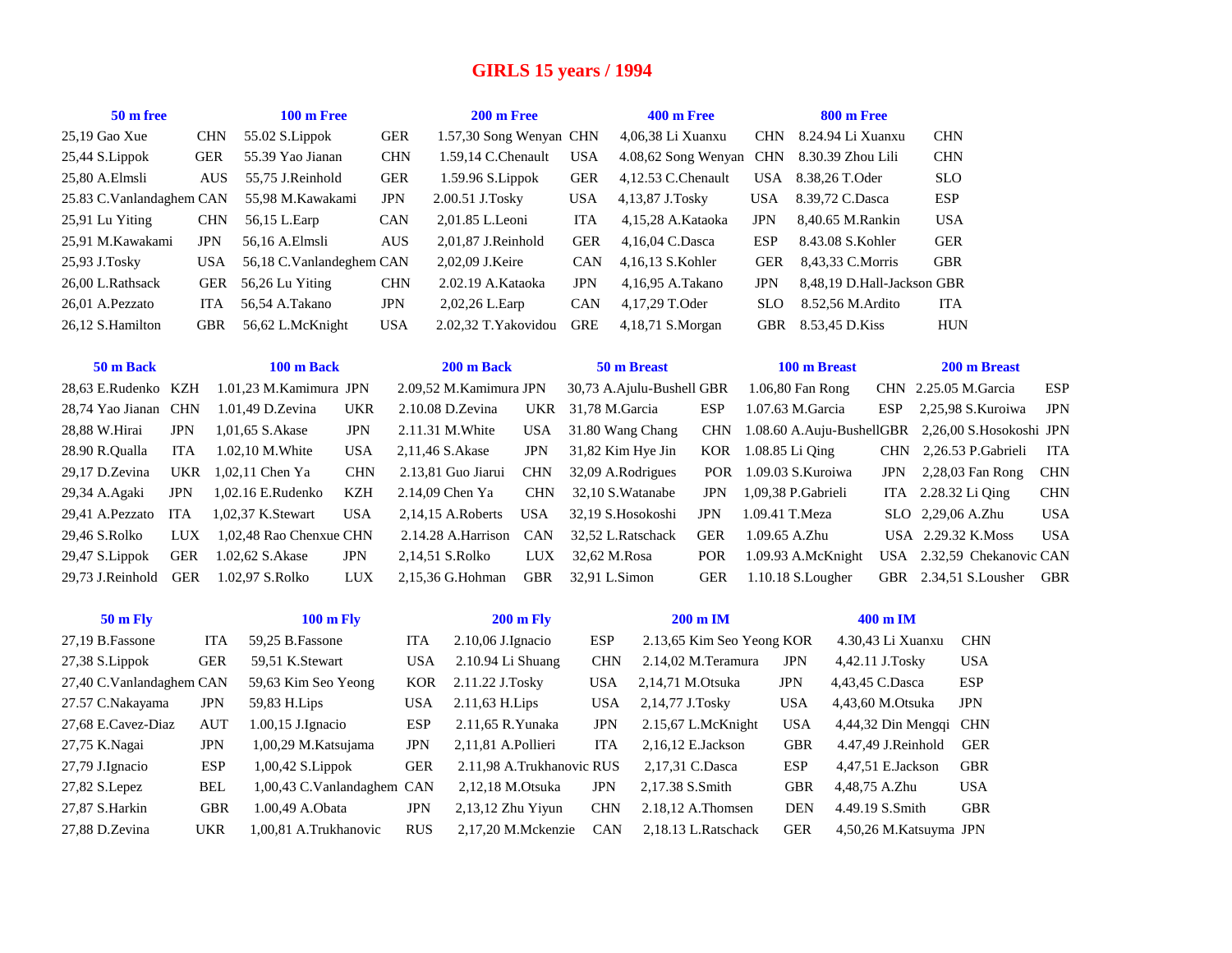# GIRLS 15 years / 1994

| 50 m free | | 100 m Free | | 200 m Free | | 400 m Free | | 800 m Free | |
|---|---|---|---|---|---|---|---|---|---|
| 25,19 Gao Xue | CHN | 55.02 S.Lippok | GER | 1.57,30 Song Wenyan | CHN | 4,06,38 Li Xuanxu | CHN | 8.24.94 Li Xuanxu | CHN |
| 25,44 S.Lippok | GER | 55.39 Yao Jianan | CHN | 1.59,14 C.Chenault | USA | 4.08,62 Song Wenyan | CHN | 8.30.39 Zhou Lili | CHN |
| 25,80 A.Elmsli | AUS | 55,75 J.Reinhold | GER | 1.59.96 S.Lippok | GER | 4,12.53 C.Chenault | USA | 8.38,26 T.Oder | SLO |
| 25.83 C.Vanlandaghem | CAN | 55,98 M.Kawakami | JPN | 2.00.51 J.Tosky | USA | 4,13,87 J.Tosky | USA | 8.39,72 C.Dasca | ESP |
| 25,91 Lu Yiting | CHN | 56,15 L.Earp | CAN | 2,01.85 L.Leoni | ITA | 4,15,28 A.Kataoka | JPN | 8,40.65 M.Rankin | USA |
| 25,91 M.Kawakami | JPN | 56,16 A.Elmsli | AUS | 2,01,87 J.Reinhold | GER | 4,16,04 C.Dasca | ESP | 8.43.08 S.Kohler | GER |
| 25,93 J.Tosky | USA | 56,18 C.Vanlandeghem | CAN | 2,02,09 J.Keire | CAN | 4,16,13 S.Kohler | GER | 8,43,33 C.Morris | GBR |
| 26,00 L.Rathsack | GER | 56,26 Lu Yiting | CHN | 2.02.19 A.Kataoka | JPN | 4,16,95 A.Takano | JPN | 8,48,19 D.Hall-Jackson | GBR |
| 26,01 A.Pezzato | ITA | 56,54 A.Takano | JPN | 2,02,26 L.Earp | CAN | 4,17,29 T.Oder | SLO | 8.52,56 M.Ardito | ITA |
| 26,12 S.Hamilton | GBR | 56,62 L.McKnight | USA | 2.02,32 T.Yakovidou | GRE | 4,18,71 S.Morgan | GBR | 8.53,45 D.Kiss | HUN |

| 50 m Back | | 100 m Back | | 200 m Back | | 50 m Breast | | 100 m Breast | | 200 m Breast | |
|---|---|---|---|---|---|---|---|---|---|---|---|
| 28,63 E.Rudenko | KZH | 1.01,23 M.Kamimura | JPN | 2.09,52 M.Kamimura | JPN | 30,73 A.Ajulu-Bushell | GBR | 1.06,80 Fan Rong | CHN | 2.25.05 M.Garcia | ESP |
| 28,74 Yao Jianan | CHN | 1.01,49 D.Zevina | UKR | 2.10.08 D.Zevina | UKR | 31,78 M.Garcia | ESP | 1.07.63 M.Garcia | ESP | 2,25,98 S.Kuroiwa | JPN |
| 28,88 W.Hirai | JPN | 1,01,65 S.Akase | JPN | 2.11.31 M.White | USA | 31.80 Wang Chang | CHN | 1.08.60 A.Auju-Bushell | GBR | 2,26,00 S.Hosokoshi | JPN |
| 28.90 R.Qualla | ITA | 1.02,10 M.White | USA | 2,11,46 S.Akase | JPN | 31,82 Kim Hye Jin | KOR | 1.08.85 Li Qing | CHN | 2,26.53 P.Gabrieli | ITA |
| 29,17 D.Zevina | UKR | 1,02,11 Chen Ya | CHN | 2.13,81 Guo Jiarui | CHN | 32,09 A.Rodrigues | POR | 1.09.03 S.Kuroiwa | JPN | 2,28,03 Fan Rong | CHN |
| 29,34 A.Agaki | JPN | 1,02.16 E.Rudenko | KZH | 2.14,09 Chen Ya | CHN | 32,10 S.Watanabe | JPN | 1,09,38 P.Gabrieli | ITA | 2.28.32 Li Qing | CHN |
| 29,41 A.Pezzato | ITA | 1,02,37 K.Stewart | USA | 2,14,15 A.Roberts | USA | 32,19 S.Hosokoshi | JPN | 1.09.41 T.Meza | SLO | 2,29,06 A.Zhu | USA |
| 29,46 S.Rolko | LUX | 1,02,48 Rao Chenxue | CHN | 2.14.28 A.Harrison | CAN | 32,52 L.Ratschack | GER | 1.09.65 A.Zhu | USA | 2.29.32 K.Moss | USA |
| 29,47 S.Lippok | GER | 1.02,62 S.Akase | JPN | 2,14,51 S.Rolko | LUX | 32,62 M.Rosa | POR | 1.09.93 A.McKnight | USA | 2.32,59 Chekanovic | CAN |
| 29,73 J.Reinhold | GER | 1.02,97 S.Rolko | LUX | 2,15,36 G.Hohman | GBR | 32,91 L.Simon | GER | 1.10.18 S.Lougher | GBR | 2.34,51 S.Lousher | GBR |

| 50 m Fly | | 100 m Fly | | 200 m Fly | | 200 m IM | | 400 m IM | |
|---|---|---|---|---|---|---|---|---|---|
| 27,19 B.Fassone | ITA | 59,25 B.Fassone | ITA | 2.10,06 J.Ignacio | ESP | 2.13,65 Kim Seo Yeong | KOR | 4.30,43 Li Xuanxu | CHN |
| 27,38 S.Lippok | GER | 59,51 K.Stewart | USA | 2.10.94 Li Shuang | CHN | 2.14,02 M.Teramura | JPN | 4,42.11 J.Tosky | USA |
| 27,40 C.Vanlandaghem | CAN | 59,63 Kim Seo Yeong | KOR | 2.11.22 J.Tosky | USA | 2,14,71 M.Otsuka | JPN | 4,43,45 C.Dasca | ESP |
| 27.57 C.Nakayama | JPN | 59,83 H.Lips | USA | 2.11,63 H.Lips | USA | 2,14,77 J.Tosky | USA | 4,43,60 M.Otsuka | JPN |
| 27,68 E.Cavez-Diaz | AUT | 1.00,15 J.Ignacio | ESP | 2.11,65 R.Yunaka | JPN | 2.15,67 L.McKnight | USA | 4,44,32 Din Mengqi | CHN |
| 27,75 K.Nagai | JPN | 1,00,29 M.Katsujama | JPN | 2,11,81 A.Pollieri | ITA | 2,16,12 E.Jackson | GBR | 4.47,49 J.Reinhold | GER |
| 27,79 J.Ignacio | ESP | 1,00,42 S.Lippok | GER | 2.11,98 A.Trukhanovic | RUS | 2,17,31 C.Dasca | ESP | 4,47,51 E.Jackson | GBR |
| 27,82 S.Lepez | BEL | 1,00,43 C.Vanlandaghem | CAN | 2,12,18 M.Otsuka | JPN | 2,17.38 S.Smith | GBR | 4,48,75 A.Zhu | USA |
| 27,87 S.Harkin | GBR | 1.00,49 A.Obata | JPN | 2,13,12 Zhu Yiyun | CHN | 2.18,12 A.Thomsen | DEN | 4.49.19 S.Smith | GBR |
| 27,88 D.Zevina | UKR | 1,00,81 A.Trukhanovic | RUS | 2,17,20 M.Mckenzie | CAN | 2,18.13 L.Ratschack | GER | 4,50,26 M.Katsuyma | JPN |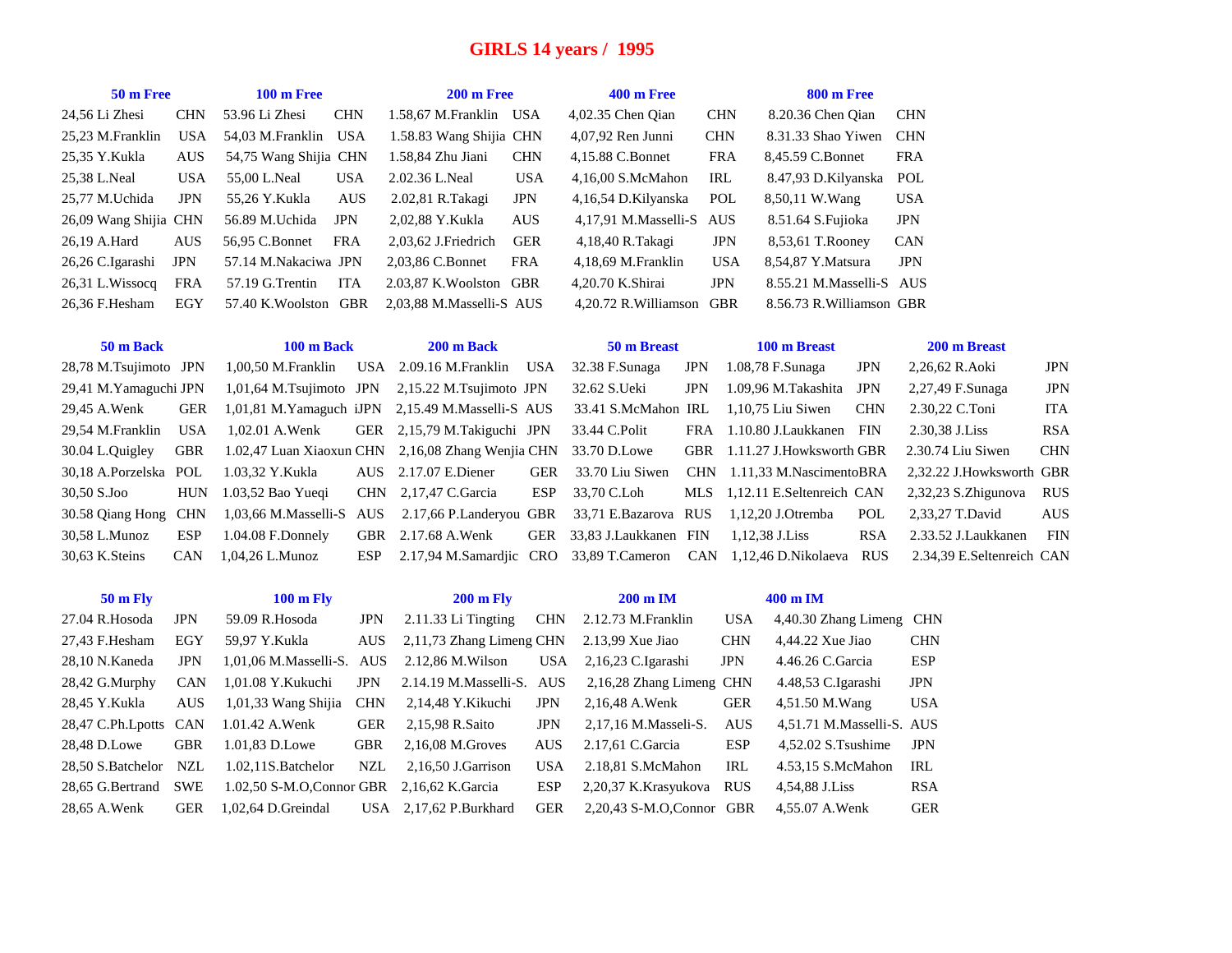# GIRLS 14 years / 1995

| 50 m Free | | 100 m Free | | 200 m Free | | 400 m Free | | 800 m Free | |
|---|---|---|---|---|---|---|---|---|---|
| 24,56 Li Zhesi | CHN | 53.96 Li Zhesi | CHN | 1.58,67 M.Franklin | USA | 4,02.35 Chen Qian | CHN | 8.20.36 Chen Qian | CHN |
| 25,23 M.Franklin | USA | 54,03 M.Franklin | USA | 1.58.83 Wang Shijia | CHN | 4,07,92 Ren Junni | CHN | 8.31.33 Shao Yiwen | CHN |
| 25,35 Y.Kukla | AUS | 54,75 Wang Shijia | CHN | 1.58,84 Zhu Jiani | CHN | 4,15.88 C.Bonnet | FRA | 8,45.59 C.Bonnet | FRA |
| 25,38 L.Neal | USA | 55,00 L.Neal | USA | 2.02.36 L.Neal | USA | 4,16,00 S.McMahon | IRL | 8.47,93 D.Kilyanska | POL |
| 25,77 M.Uchida | JPN | 55,26 Y.Kukla | AUS | 2.02,81 R.Takagi | JPN | 4,16,54 D.Kilyanska | POL | 8,50,11 W.Wang | USA |
| 26,09 Wang Shijia | CHN | 56.89 M.Uchida | JPN | 2,02,88 Y.Kukla | AUS | 4,17,91 M.Masselli-S | AUS | 8.51.64 S.Fujioka | JPN |
| 26,19 A.Hard | AUS | 56,95 C.Bonnet | FRA | 2.03,62 J.Friedrich | GER | 4,18,40 R.Takagi | JPN | 8,53,61 T.Rooney | CAN |
| 26,26 C.Igarashi | JPN | 57.14 M.Nakaciwa | JPN | 2,03,86 C.Bonnet | FRA | 4,18,69 M.Franklin | USA | 8,54,87 Y.Matsura | JPN |
| 26,31 L.Wissocq | FRA | 57.19 G.Trentin | ITA | 2.03,87 K.Woolston | GBR | 4,20.70 K.Shirai | JPN | 8.55.21 M.Masselli-S | AUS |
| 26,36 F.Hesham | EGY | 57.40 K.Woolston | GBR | 2,03,88 M.Masselli-S | AUS | 4,20.72 R.Williamson | GBR | 8.56.73 R.Williamson | GBR |

| 50 m Back | | 100 m Back | | 200 m Back | | 50 m Breast | | 100 m Breast | | 200 m Breast | |
|---|---|---|---|---|---|---|---|---|---|---|---|
| 28,78 M.Tsujimoto | JPN | 1,00,50 M.Franklin | USA | 2.09.16 M.Franklin | USA | 32.38 F.Sunaga | JPN | 1.08,78 F.Sunaga | JPN | 2,26,62 R.Aoki | JPN |
| 29,41 M.Yamaguchi | JPN | 1,01,64 M.Tsujimoto | JPN | 2,15.22 M.Tsujimoto | JPN | 32.62 S.Ueki | JPN | 1.09,96 M.Takashita | JPN | 2,27,49 F.Sunaga | JPN |
| 29,45 A.Wenk | GER | 1,01,81 M.Yamaguch | iJPN | 2,15.49 M.Masselli-S | AUS | 33.41 S.McMahon | IRL | 1,10,75 Liu Siwen | CHN | 2.30,22 C.Toni | ITA |
| 29,54 M.Franklin | USA | 1,02.01 A.Wenk | GER | 2,15,79 M.Takiguchi | JPN | 33.44 C.Polit | FRA | 1.10.80 J.Laukkanen | FIN | 2.30,38 J.Liss | RSA |
| 30.04 L.Quigley | GBR | 1.02,47 Luan Xiaoxun | CHN | 2,16,08 Zhang Wenjia | CHN | 33.70 D.Lowe | GBR | 1.11.27 J.Howksworth | GBR | 2.30.74 Liu Siwen | CHN |
| 30,18 A.Porzelska | POL | 1.03,32 Y.Kukla | AUS | 2.17.07 E.Diener | GER | 33.70 Liu Siwen | CHN | 1,11,33 M.Nascimento | BRA | 2,32.22 J.Howksworth | GBR |
| 30,50 S.Joo | HUN | 1.03,52 Bao Yueqi | CHN | 2,17,47 C.Garcia | ESP | 33,70 C.Loh | MLS | 1,12.11 E.Seltenreich | CAN | 2,32,23 S.Zhigunova | RUS |
| 30.58 Qiang Hong | CHN | 1,03,66 M.Masselli-S | AUS | 2.17,66 P.Landeryou | GBR | 33,71 E.Bazarova | RUS | 1,12,20 J.Otremba | POL | 2,33,27 T.David | AUS |
| 30,58 L.Munoz | ESP | 1.04.08 F.Donnely | GBR | 2.17.68 A.Wenk | GER | 33,83 J.Laukkanen | FIN | 1,12,38 J.Liss | RSA | 2.33.52 J.Laukkanen | FIN |
| 30,63 K.Steins | CAN | 1,04,26 L.Munoz | ESP | 2.17,94 M.Samardjic | CRO | 33,89 T.Cameron | CAN | 1,12,46 D.Nikolaeva | RUS | 2.34,39 E.Seltenreich | CAN |

| 50 m Fly | | 100 m Fly | | 200 m Fly | | 200 m IM | | 400 m IM | |
|---|---|---|---|---|---|---|---|---|---|
| 27.04 R.Hosoda | JPN | 59.09 R.Hosoda | JPN | 2.11.33 Li Tingting | CHN | 2.12.73 M.Franklin | USA | 4,40.30 Zhang Limeng | CHN |
| 27,43 F.Hesham | EGY | 59,97 Y.Kukla | AUS | 2,11,73 Zhang Limeng | CHN | 2.13,99 Xue Jiao | CHN | 4,44.22 Xue Jiao | CHN |
| 28,10 N.Kaneda | JPN | 1,01,06 M.Masselli-S. | AUS | 2.12,86 M.Wilson | USA | 2,16,23 C.Igarashi | JPN | 4.46.26 C.Garcia | ESP |
| 28,42 G.Murphy | CAN | 1,01.08 Y.Kukuchi | JPN | 2.14.19 M.Masselli-S. | AUS | 2,16,28 Zhang Limeng | CHN | 4.48,53 C.Igarashi | JPN |
| 28,45 Y.Kukla | AUS | 1,01,33 Wang Shijia | CHN | 2,14,48 Y.Kikuchi | JPN | 2,16,48 A.Wenk | GER | 4,51.50 M.Wang | USA |
| 28,47 C.Ph.Lpotts | CAN | 1.01.42 A.Wenk | GER | 2,15,98 R.Saito | JPN | 2,17,16 M.Masseli-S. | AUS | 4,51.71 M.Masselli-S. | AUS |
| 28,48 D.Lowe | GBR | 1.01,83 D.Lowe | GBR | 2,16,08 M.Groves | AUS | 2.17,61 C.Garcia | ESP | 4,52.02 S.Tsushime | JPN |
| 28,50 S.Batchelor | NZL | 1.02,11S.Batchelor | NZL | 2,16,50 J.Garrison | USA | 2.18,81 S.McMahon | IRL | 4.53,15 S.McMahon | IRL |
| 28,65 G.Bertrand | SWE | 1.02,50 S-M.O,Connor | GBR | 2,16,62 K.Garcia | ESP | 2,20,37 K.Krasyukova | RUS | 4,54,88 J.Liss | RSA |
| 28,65 A.Wenk | GER | 1,02,64 D.Greindal | USA | 2,17,62 P.Burkhard | GER | 2,20,43 S-M.O,Connor | GBR | 4,55.07 A.Wenk | GER |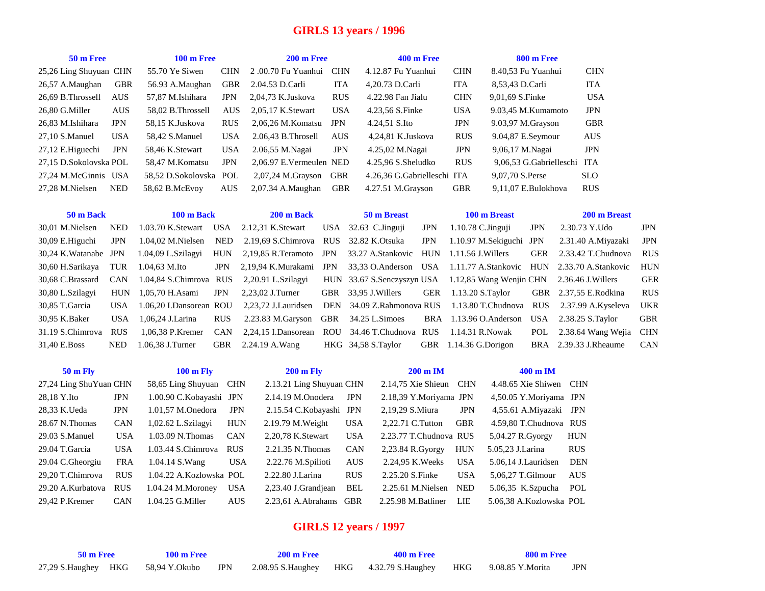# GIRLS 13 years / 1996

| 50 m Free | | 100 m Free | | 200 m Free | | 400 m Free | | 800 m Free | |
|---|---|---|---|---|---|---|---|---|---|
| 25,26 Ling Shuyuan | CHN | 55.70 Ye Siwen | CHN | 2 .00.70 Fu Yuanhui | CHN | 4.12.87 Fu Yuanhui | CHN | 8.40,53 Fu Yuanhui | CHN |
| 26,57 A.Maughan | GBR | 56.93 A.Maughan | GBR | 2.04.53 D.Carli | ITA | 4,20.73 D.Carli | ITA | 8,53,43 D.Carli | ITA |
| 26,69 B.Throssell | AUS | 57,87 M.Ishihara | JPN | 2,04,73 K.Juskova | RUS | 4.22.98 Fan Jialu | CHN | 9,01,69 S.Finke | USA |
| 26,80 G.Miller | AUS | 58,02 B.Throssell | AUS | 2,05,17 K.Stewart | USA | 4.23,56 S.Finke | USA | 9.03,45 M.Kumamoto | JPN |
| 26,83 M.Ishihara | JPN | 58,15 K.Juskova | RUS | 2,06,26 M.Komatsu | JPN | 4.24,51 S.Ito | JPN | 9.03,97 M.Grayson | GBR |
| 27,10 S.Manuel | USA | 58,42 S.Manuel | USA | 2.06,43 B.Throsell | AUS | 4,24,81 K.Juskova | RUS | 9.04,87 E.Seymour | AUS |
| 27,12 E.Higuechi | JPN | 58,46 K.Stewart | USA | 2.06,55 M.Nagai | JPN | 4.25,02 M.Nagai | JPN | 9,06,17 M.Nagai | JPN |
| 27,15 D.Sokolovska | POL | 58,47 M.Komatsu | JPN | 2,06.97 E.Vermeulen | NED | 4.25,96 S.Sheludko | RUS | 9,06,53 G.Gabrielleschi | ITA |
| 27,24 M.McGinnis | USA | 58,52 D.Sokolovska | POL | 2,07,24 M.Grayson | GBR | 4.26,36 G.Gabrielleschi | ITA | 9,07,70 S.Perse | SLO |
| 27,28 M.Nielsen | NED | 58,62 B.McEvoy | AUS | 2,07.34 A.Maughan | GBR | 4.27.51 M.Grayson | GBR | 9,11,07 E.Bulokhova | RUS |

| 50 m Back | | 100 m Back | | 200 m Back | | 50 m Breast | | 100 m Breast | | 200 m Breast | |
|---|---|---|---|---|---|---|---|---|---|---|---|
| 30,01 M.Nielsen | NED | 1.03.70 K.Stewart | USA | 2.12,31 K.Stewart | USA | 32.63 C.Jinguji | JPN | 1.10.78 C.Jinguji | JPN | 2.30.73 Y.Udo | JPN |
| 30,09 E.Higuchi | JPN | 1.04,02 M.Nielsen | NED | 2.19,69 S.Chimrova | RUS | 32.82 K.Otsuka | JPN | 1.10.97 M.Sekiguchi | JPN | 2.31.40 A.Miyazaki | JPN |
| 30,24 K.Watanabe | JPN | 1.04,09 L.Szilagyi | HUN | 2,19,85 R.Teramoto | JPN | 33.27 A.Stankovic | HUN | 1.11.56 J.Willers | GER | 2.33.42 T.Chudnova | RUS |
| 30,60 H.Sarikaya | TUR | 1.04,63 M.Ito | JPN | 2,19,94 K.Murakami | JPN | 33,33 O.Anderson | USA | 1.11.77 A.Stankovic | HUN | 2.33.70 A.Stankovic | HUN |
| 30,68 C.Brassard | CAN | 1.04,84 S.Chimrova | RUS | 2.20.91 L.Szilagyi | HUN | 33.67 S.Senczyszyn | USA | 1.12,85 Wang Wenjin | CHN | 2.36.46 J.Willers | GER |
| 30,80 L.Szilagyi | HUN | 1,05,70 H.Asami | JPN | 2,23,02 J.Turner | GBR | 33,95 J.Willers | GER | 1.13.20 S.Taylor | GBR | 2.37,55 E.Rodkina | RUS |
| 30,85 T.Garcia | USA | 1.06,20 I.Dansorean | ROU | 2,23,72 J.Lauridsen | DEN | 34.09 Z.Rahmonova | RUS | 1.13.80 T.Chudnova | RUS | 2.37.99 A.Kyseleva | UKR |
| 30,95 K.Baker | USA | 1,06,24 J.Larina | RUS | 2.23.83 M.Garyson | GBR | 34.25 L.Simoes | BRA | 1.13.96 O.Anderson | USA | 2.38.25 S.Taylor | GBR |
| 31.19 S.Chimrova | RUS | 1,06,38 P.Kremer | CAN | 2,24,15 I.Dansorean | ROU | 34.46 T.Chudnova | RUS | 1.14.31 R.Nowak | POL | 2.38.64 Wang Wejia | CHN |
| 31,40 E.Boss | NED | 1.06,38 J.Turner | GBR | 2.24.19 A.Wang | HKG | 34,58 S.Taylor | GBR | 1.14.36 G.Dorigon | BRA | 2.39.33 J.Rheaume | CAN |

| 50 m Fly | | 100 m Fly | | 200 m Fly | | 200 m IM | | 400 m IM | |
|---|---|---|---|---|---|---|---|---|---|
| 27,24 Ling ShuYuan | CHN | 58,65 Ling Shuyuan | CHN | 2.13.21 Ling Shuyuan | CHN | 2.14,75 Xie Shieun | CHN | 4.48.65 Xie Shiwen | CHN |
| 28,18 Y.Ito | JPN | 1.00.90 C.Kobayashi | JPN | 2.14.19 M.Onodera | JPN | 2.18,39 Y.Moriyama | JPN | 4,50.05 Y.Moriyama | JPN |
| 28,33 K.Ueda | JPN | 1.01,57 M.Onedora | JPN | 2.15.54 C.Kobayashi | JPN | 2,19,29 S.Miura | JPN | 4,55.61 A.Miyazaki | JPN |
| 28.67 N.Thomas | CAN | 1,02.62 L.Szilagyi | HUN | 2.19.79 M.Weight | USA | 2,22.71 C.Tutton | GBR | 4.59,80 T.Chudnova | RUS |
| 29.03 S.Manuel | USA | 1.03.09 N.Thomas | CAN | 2,20,78 K.Stewart | USA | 2.23.77 T.Chudnova | RUS | 5,04.27 R.Gyorgy | HUN |
| 29.04 T.Garcia | USA | 1.03.44 S.Chimrova | RUS | 2.21.35 N.Thomas | CAN | 2,23.84 R.Gyorgy | HUN | 5.05,23 J.Larina | RUS |
| 29.04 C.Gheorgiu | FRA | 1.04.14 S.Wang | USA | 2.22.76 M.Spilioti | AUS | 2.24,95 K.Weeks | USA | 5.06,14 J.Lauridsen | DEN |
| 29,20 T.Chimrova | RUS | 1.04.22 A.Kozlowska | POL | 2.22.80 J.Larina | RUS | 2.25.20 S.Finke | USA | 5,06,27 T.Gilmour | AUS |
| 29.20 A.Kurbatova | RUS | 1.04.24 M.Moroney | USA | 2,23.40 J.Grandjean | BEL | 2.25.61 M.Nielsen | NED | 5.06,35 K.Szpucha | POL |
| 29,42 P.Kremer | CAN | 1.04.25 G.Miller | AUS | 2.23,61 A.Abrahams | GBR | 2.25.98 M.Batliner | LIE | 5.06,38 A.Kozlowska | POL |

# GIRLS 12 years / 1997

| 50 m Free | | 100 m Free | | 200 m Free | | 400 m Free | | 800 m Free | |
|---|---|---|---|---|---|---|---|---|---|
| 27,29 S.Haughey | HKG | 58,94 Y.Okubo | JPN | 2.08.95 S.Haughey | HKG | 4.32.79 S.Haughey | HKG | 9.08.85 Y.Morita | JPN |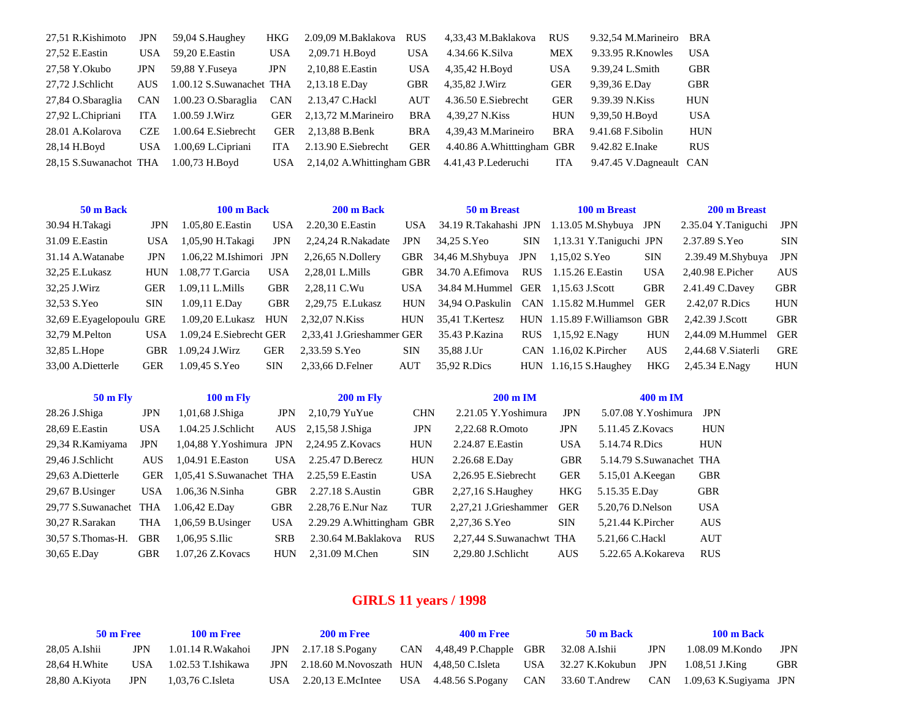| | | | | | | | | | |
|---|---|---|---|---|---|---|---|---|---|
| 27,51 R.Kishimoto | JPN | 59,04 S.Haughey | HKG | 2.09,09 M.Baklakova | RUS | 4,33,43 M.Baklakova | RUS | 9.32,54 M.Marineiro | BRA |
| 27,52 E.Eastin | USA | 59,20 E.Eastin | USA | 2,09.71 H.Boyd | USA | 4.34.66 K.Silva | MEX | 9.33.95 R.Knowles | USA |
| 27,58 Y.Okubo | JPN | 59,88 Y.Fuseya | JPN | 2,10,88 E.Eastin | USA | 4,35,42 H.Boyd | USA | 9.39,24 L.Smith | GBR |
| 27,72 J.Schlicht | AUS | 1.00.12 S.Suwanachet | THA | 2,13.18 E.Day | GBR | 4,35,82 J.Wirz | GER | 9,39,36 E.Day | GBR |
| 27,84 O.Sbaraglia | CAN | 1.00.23 O.Sbaraglia | CAN | 2.13,47 C.Hackl | AUT | 4.36.50 E.Siebrecht | GER | 9.39.39 N.Kiss | HUN |
| 27,92 L.Chipriani | ITA | 1.00.59 J.Wirz | GER | 2,13,72 M.Marineiro | BRA | 4,39,27 N.Kiss | HUN | 9,39,50 H.Boyd | USA |
| 28.01 A.Kolarova | CZE | 1.00.64 E.Siebrecht | GER | 2,13,88 B.Benk | BRA | 4,39,43 M.Marineiro | BRA | 9.41.68 F.Sibolin | HUN |
| 28,14 H.Boyd | USA | 1.00,69 L.Cipriani | ITA | 2.13.90 E.Siebrecht | GER | 4.40.86 A.Whitttingham | GBR | 9.42.82 E.Inake | RUS |
| 28,15 S.Suwanachot | THA | 1.00,73 H.Boyd | USA | 2,14,02 A.Whittingham | GBR | 4.41,43 P.Lederuchi | ITA | 9.47.45 V.Dagneault | CAN |

| 50 m Back | | 100 m Back | | 200 m Back | | 50 m Breast | | 100 m Breast | | 200 m Breast | |
|---|---|---|---|---|---|---|---|---|---|---|---|
| 30.94 H.Takagi | JPN | 1.05,80 E.Eastin | USA | 2.20,30 E.Eastin | USA | 34.19 R.Takahashi | JPN | 1.13.05 M.Shybuya | JPN | 2.35.04 Y.Taniguchi | JPN |
| 31.09 E.Eastin | USA | 1,05,90 H.Takagi | JPN | 2,24,24 R.Nakadate | JPN | 34,25 S.Yeo | SIN | 1,13.31 Y.Taniguchi | JPN | 2.37.89 S.Yeo | SIN |
| 31.14 A.Watanabe | JPN | 1.06,22 M.Ishimori | JPN | 2,26,65 N.Dollery | GBR | 34,46 M.Shybuya | JPN | 1,15,02 S.Yeo | SIN | 2.39.49 M.Shybuya | JPN |
| 32,25 E.Lukasz | HUN | 1.08,77 T.Garcia | USA | 2,28,01 L.Mills | GBR | 34.70 A.Efimova | RUS | 1.15.26 E.Eastin | USA | 2,40.98 E.Picher | AUS |
| 32,25 J.Wirz | GER | 1.09,11 L.Mills | GBR | 2,28,11 C.Wu | USA | 34.84 M.Hummel | GER | 1,15.63 J.Scott | GBR | 2.41.49 C.Davey | GBR |
| 32,53 S.Yeo | SIN | 1.09,11 E.Day | GBR | 2,29,75 E.Lukasz | HUN | 34,94 O.Paskulin | CAN | 1.15.82 M.Hummel | GER | 2.42,07 R.Dics | HUN |
| 32,69 E.Eyagelopoulu | GRE | 1.09,20 E.Lukasz | HUN | 2,32,07 N.Kiss | HUN | 35,41 T.Kertesz | HUN | 1.15.89 F.Williamson | GBR | 2,42.39 J.Scott | GBR |
| 32,79 M.Pelton | USA | 1.09,24 E.Siebrecht | GER | 2,33,41 J.Grieshammer | GER | 35.43 P.Kazina | RUS | 1,15,92 E.Nagy | HUN | 2,44.09 M.Hummel | GER |
| 32,85 L.Hope | GBR | 1.09,24 J.Wirz | GER | 2,33.59 S.Yeo | SIN | 35,88 J.Ur | CAN | 1.16,02 K.Pircher | AUS | 2,44.68 V.Siaterli | GRE |
| 33,00 A.Dietterle | GER | 1.09,45 S.Yeo | SIN | 2,33,66 D.Felner | AUT | 35,92 R.Dics | HUN | 1.16,15 S.Haughey | HKG | 2,45.34 E.Nagy | HUN |

| 50 m Fly | | 100 m Fly | | 200 m Fly | | 200 m IM | | 400 m IM | |
|---|---|---|---|---|---|---|---|---|---|
| 28.26 J.Shiga | JPN | 1,01,68 J.Shiga | JPN | 2,10,79 YuYue | CHN | 2.21.05 Y.Yoshimura | JPN | 5.07.08 Y.Yoshimura | JPN |
| 28,69 E.Eastin | USA | 1.04.25 J.Schlicht | AUS | 2,15,58 J.Shiga | JPN | 2,22.68 R.Omoto | JPN | 5.11.45 Z.Kovacs | HUN |
| 29,34 R.Kamiyama | JPN | 1,04,88 Y.Yoshimura | JPN | 2,24.95 Z.Kovacs | HUN | 2.24.87 E.Eastin | USA | 5.14.74 R.Dics | HUN |
| 29,46 J.Schlicht | AUS | 1,04.91 E.Easton | USA | 2.25.47 D.Berecz | HUN | 2.26.68 E.Day | GBR | 5.14.79 S.Suwanachet | THA |
| 29,63 A.Dietterle | GER | 1,05,41 S.Suwanachet | THA | 2.25,59 E.Eastin | USA | 2,26.95 E.Siebrecht | GER | 5.15,01 A.Keegan | GBR |
| 29,67 B.Usinger | USA | 1.06,36 N.Sinha | GBR | 2.27.18 S.Austin | GBR | 2,27,16 S.Haughey | HKG | 5.15.35 E.Day | GBR |
| 29,77 S.Suwanachot | THA | 1.06,42 E.Day | GBR | 2.28,76 E.Nur Naz | TUR | 2,27,21 J.Grieshammer | GER | 5.20,76 D.Nelson | USA |
| 30,27 R.Sarakan | THA | 1,06,59 B.Usinger | USA | 2.29.29 A.Whittingham | GBR | 2,27,36 S.Yeo | SIN | 5,21.44 K.Pircher | AUS |
| 30,57 S.Thomas-H. | GBR | 1,06,95 S.Ilic | SRB | 2.30.64 M.Baklakova | RUS | 2,27,44 S.Suwanachwt | THA | 5.21,66 C.Hackl | AUT |
| 30,65 E.Day | GBR | 1.07,26 Z.Kovacs | HUN | 2,31.09 M.Chen | SIN | 2,29.80 J.Schlicht | AUS | 5.22.65 A.Kokareva | RUS |

## GIRLS 11 years / 1998

| 50 m Free | | 100 m Free | | 200 m Free | | 400 m Free | | 50 m Back | | 100 m Back | |
|---|---|---|---|---|---|---|---|---|---|---|---|
| 28,05 A.Ishii | JPN | 1.01.14 R.Wakahoi | JPN | 2.17.18 S.Pogany | CAN | 4,48,49 P.Chapple | GBR | 32.08 A.Ishii | JPN | 1.08.09 M.Kondo | JPN |
| 28,64 H.White | USA | 1.02.53 T.Ishikawa | JPN | 2.18.60 M.Novoszath | HUN | 4,48,50 C.Isleta | USA | 32.27 K.Kokubun | JPN | 1.08,51 J.King | GBR |
| 28,80 A.Kiyota | JPN | 1,03,76 C.Isleta | USA | 2.20,13 E.McIntee | USA | 4.48.56 S.Pogany | CAN | 33.60 T.Andrew | CAN | 1.09,63 K.Sugiyama | JPN |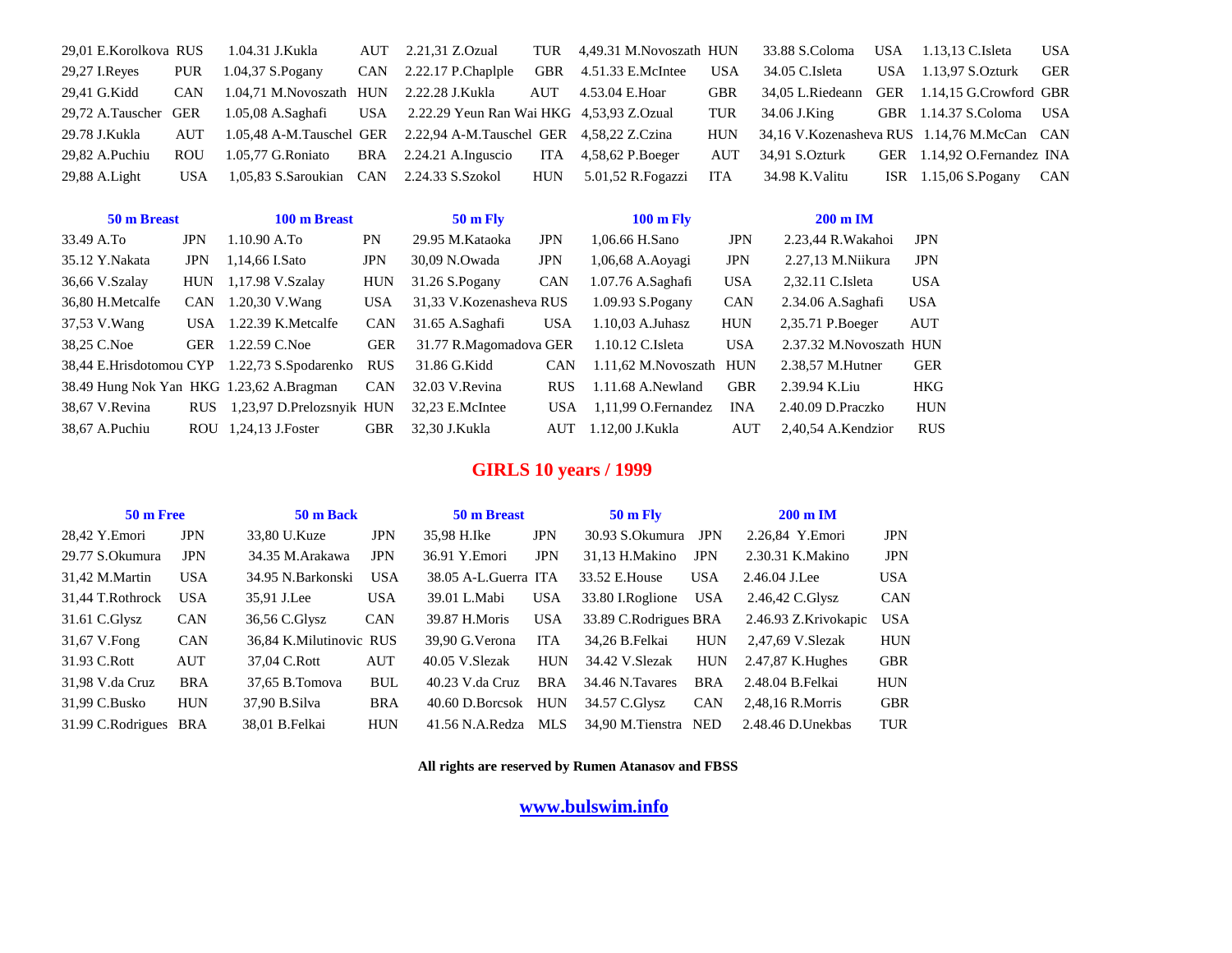| | | | | | | | | | | | |
|---|---|---|---|---|---|---|---|---|---|---|---|
| 29,01 E.Korolkova | RUS | 1.04.31 J.Kukla | AUT | 2.21,31 Z.Ozual | TUR | 4,49.31 M.Novoszath | HUN | 33.88 S.Coloma | USA | 1.13,13 C.Isleta | USA |
| 29,27 I.Reyes | PUR | 1.04,37 S.Pogany | CAN | 2.22.17 P.Chaplple | GBR | 4.51.33 E.McIntee | USA | 34.05 C.Isleta | USA | 1.13,97 S.Ozturk | GER |
| 29,41 G.Kidd | CAN | 1.04,71 M.Novoszath | HUN | 2.22.28 J.Kukla | AUT | 4.53.04 E.Hoar | GBR | 34,05 L.Riedeann | GER | 1.14,15 G.Crowford | GBR |
| 29,72 A.Tauscher | GER | 1.05,08 A.Saghafi | USA | 2.22.29 Yeun Ran Wai | HKG | 4,53,93 Z.Ozual | TUR | 34.06 J.King | GBR | 1.14.37 S.Coloma | USA |
| 29.78 J.Kukla | AUT | 1.05,48 A-M.Tauschel | GER | 2.22,94 A-M.Tauschel | GER | 4,58,22 Z.Czina | HUN | 34,16 V.Kozenasheva | RUS | 1.14,76 M.McCan | CAN |
| 29,82 A.Puchiu | ROU | 1.05,77 G.Roniato | BRA | 2.24.21 A.Inguscio | ITA | 4,58,62 P.Boeger | AUT | 34,91 S.Ozturk | GER | 1.14,92 O.Fernandez | INA |
| 29,88 A.Light | USA | 1,05,83 S.Saroukian | CAN | 2.24.33 S.Szokol | HUN | 5.01,52 R.Fogazzi | ITA | 34.98 K.Valitu | ISR | 1.15,06 S.Pogany | CAN |

| 50 m Breast | | 100 m Breast | | 50 m Fly | | 100 m Fly | | 200 m IM | |
|---|---|---|---|---|---|---|---|---|---|
| 33.49 A.To | JPN | 1.10.90 A.To | PN | 29.95 M.Kataoka | JPN | 1,06.66 H.Sano | JPN | 2.23,44 R.Wakahoi | JPN |
| 35.12 Y.Nakata | JPN | 1,14,66 I.Sato | JPN | 30,09 N.Owada | JPN | 1,06,68 A.Aoyagi | JPN | 2.27,13 M.Niikura | JPN |
| 36,66 V.Szalay | HUN | 1,17.98 V.Szalay | HUN | 31.26 S.Pogany | CAN | 1.07.76 A.Saghafi | USA | 2,32.11 C.Isleta | USA |
| 36,80 H.Metcalfe | CAN | 1.20,30 V.Wang | USA | 31,33 V.Kozenasheva | RUS | 1.09.93 S.Pogany | CAN | 2.34.06 A.Saghafi | USA |
| 37,53 V.Wang | USA | 1.22.39 K.Metcalfe | CAN | 31.65 A.Saghafi | USA | 1.10,03 A.Juhasz | HUN | 2,35.71 P.Boeger | AUT |
| 38,25 C.Noe | GER | 1.22.59 C.Noe | GER | 31.77 R.Magomadova | GER | 1.10.12 C.Isleta | USA | 2.37.32 M.Novoszath | HUN |
| 38,44 E.Hrisdotomou | CYP | 1.22,73 S.Spodarenko | RUS | 31.86 G.Kidd | CAN | 1.11,62 M.Novoszath | HUN | 2.38,57 M.Hutner | GER |
| 38.49 Hung Nok Yan | HKG | 1.23,62 A.Bragman | CAN | 32.03 V.Revina | RUS | 1.11.68 A.Newland | GBR | 2.39.94 K.Liu | HKG |
| 38,67 V.Revina | RUS | 1,23,97 D.Prelozsnyik | HUN | 32,23 E.McIntee | USA | 1,11,99 O.Fernandez | INA | 2.40.09 D.Praczko | HUN |
| 38,67 A.Puchiu | ROU | 1,24,13 J.Foster | GBR | 32,30 J.Kukla | AUT | 1.12,00 J.Kukla | AUT | 2,40,54 A.Kendzior | RUS |

## GIRLS 10 years / 1999

| 50 m Free | | 50 m Back | | 50 m Breast | | 50 m Fly | | 200 m IM | |
|---|---|---|---|---|---|---|---|---|---|
| 28,42 Y.Emori | JPN | 33,80 U.Kuze | JPN | 35,98 H.Ike | JPN | 30.93 S.Okumura | JPN | 2.26,84 Y.Emori | JPN |
| 29.77 S.Okumura | JPN | 34.35 M.Arakawa | JPN | 36.91 Y.Emori | JPN | 31,13 H.Makino | JPN | 2.30.31 K.Makino | JPN |
| 31,42 M.Martin | USA | 34.95 N.Barkonski | USA | 38.05 A-L.Guerra | ITA | 33.52 E.House | USA | 2.46.04 J.Lee | USA |
| 31,44 T.Rothrock | USA | 35,91 J.Lee | USA | 39.01 L.Mabi | USA | 33.80 I.Roglione | USA | 2.46,42 C.Glysz | CAN |
| 31.61 C.Glysz | CAN | 36,56 C.Glysz | CAN | 39.87 H.Moris | USA | 33.89 C.Rodrigues | BRA | 2.46.93 Z.Krivokapic | USA |
| 31,67 V.Fong | CAN | 36,84 K.Milutinovic | RUS | 39,90 G.Verona | ITA | 34,26 B.Felkai | HUN | 2,47,69 V.Slezak | HUN |
| 31.93 C.Rott | AUT | 37,04 C.Rott | AUT | 40.05 V.Slezak | HUN | 34.42 V.Slezak | HUN | 2.47,87 K.Hughes | GBR |
| 31,98 V.da Cruz | BRA | 37,65 B.Tomova | BUL | 40.23 V.da Cruz | BRA | 34.46 N.Tavares | BRA | 2.48.04 B.Felkai | HUN |
| 31,99 C.Busko | HUN | 37,90 B.Silva | BRA | 40.60 D.Borcsok | HUN | 34.57 C.Glysz | CAN | 2,48,16 R.Morris | GBR |
| 31.99 C.Rodrigues | BRA | 38,01 B.Felkai | HUN | 41.56 N.A.Redza | MLS | 34,90 M.Tienstra | NED | 2.48.46 D.Unekbas | TUR |

**All rights are reserved by Rumen Atanasov and FBSS**

**www.bulswim.info**